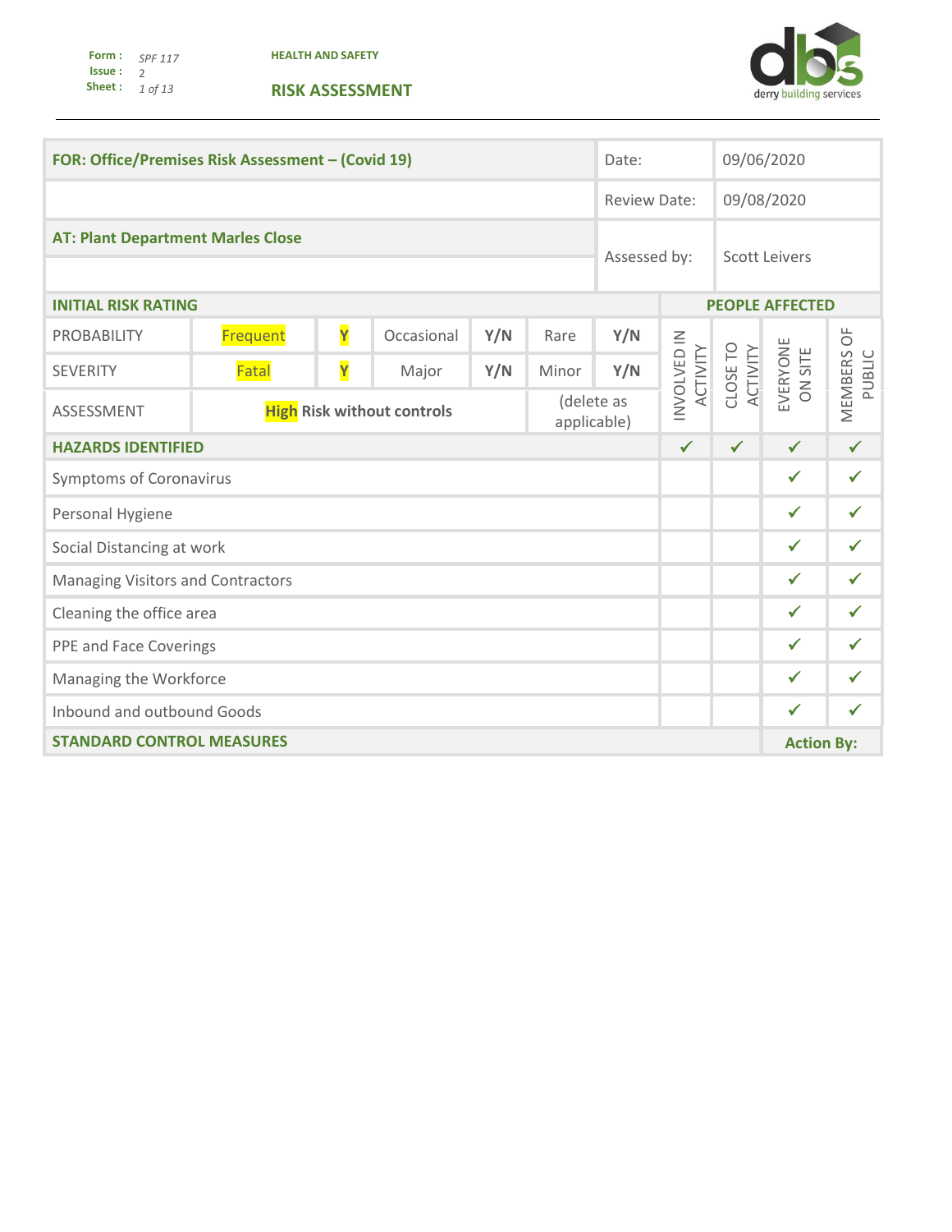Form : SPF 117
Issue : 2

**HEALTH AND SAFETY**

## RISK ASSESSMENT

derry building services

| **FOR: Office/Premises Risk Assessment – (Covid 19)** | Date: | 09/06/2020 |
|---|---|---|
| | Review Date: | 09/08/2020 |
| **AT: Plant Department Marles Close** | Assessed by: | Scott Leivers |

| **INITIAL RISK RATING** | | | | | | | **PEOPLE AFFECTED** | | | |
|---|---|---|---|---|---|---|---|---|---|---|
| PROBABILITY | Frequent | Y | Occasional | Y/N | Rare | Y/N | INVOLVED IN ACTIVITY | CLOSE TO ACTIVITY | EVERYONE ON SITE | MEMBERS OF PUBLIC |
| SEVERITY | Fatal | Y | Major | Y/N | Minor | Y/N | | | | |
| ASSESSMENT | **High Risk without controls** | | | | (delete as applicable) | | | | | |
| **HAZARDS IDENTIFIED** | | | | | | | ✓ | ✓ | ✓ | ✓ |
| Symptoms of Coronavirus | | | | | | | | | ✓ | ✓ |
| Personal Hygiene | | | | | | | | | ✓ | ✓ |
| Social Distancing at work | | | | | | | | | ✓ | ✓ |
| Managing Visitors and Contractors | | | | | | | | | ✓ | ✓ |
| Cleaning the office area | | | | | | | | | ✓ | ✓ |
| PPE and Face Coverings | | | | | | | | | ✓ | ✓ |
| Managing the Workforce | | | | | | | | | ✓ | ✓ |
| Inbound and outbound Goods | | | | | | | | | ✓ | ✓ |
| **STANDARD CONTROL MEASURES** | | | | | | | | | **Action By:** | |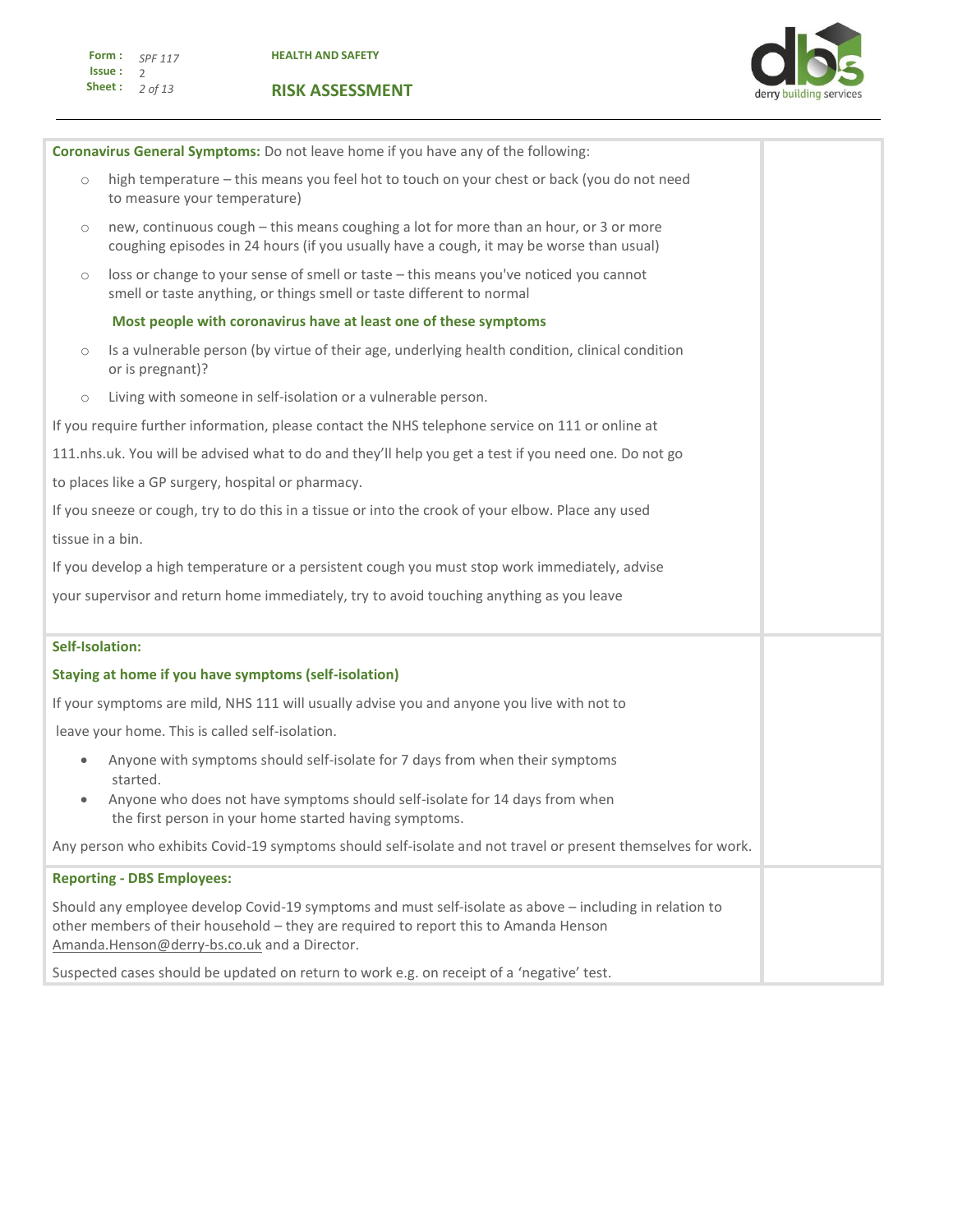**Coronavirus General Symptoms:** Do not leave home if you have any of the following:

- high temperature – this means you feel hot to touch on your chest or back (you do not need to measure your temperature)
- new, continuous cough – this means coughing a lot for more than an hour, or 3 or more coughing episodes in 24 hours (if you usually have a cough, it may be worse than usual)
- loss or change to your sense of smell or taste – this means you've noticed you cannot smell or taste anything, or things smell or taste different to normal

**Most people with coronavirus have at least one of these symptoms**

- Is a vulnerable person (by virtue of their age, underlying health condition, clinical condition or is pregnant)?
- Living with someone in self-isolation or a vulnerable person.

If you require further information, please contact the NHS telephone service on 111 or online at 111.nhs.uk. You will be advised what to do and they'll help you get a test if you need one. Do not go to places like a GP surgery, hospital or pharmacy.

If you sneeze or cough, try to do this in a tissue or into the crook of your elbow. Place any used tissue in a bin.

If you develop a high temperature or a persistent cough you must stop work immediately, advise your supervisor and return home immediately, try to avoid touching anything as you leave

**Self-Isolation:**

**Staying at home if you have symptoms (self-isolation)**

If your symptoms are mild, NHS 111 will usually advise you and anyone you live with not to leave your home. This is called self-isolation.

- Anyone with symptoms should self-isolate for 7 days from when their symptoms started.
- Anyone who does not have symptoms should self-isolate for 14 days from when the first person in your home started having symptoms.

Any person who exhibits Covid-19 symptoms should self-isolate and not travel or present themselves for work.

**Reporting - DBS Employees:**

Should any employee develop Covid-19 symptoms and must self-isolate as above – including in relation to other members of their household – they are required to report this to Amanda Henson Amanda.Henson@derry-bs.co.uk and a Director.

Suspected cases should be updated on return to work e.g. on receipt of a 'negative' test.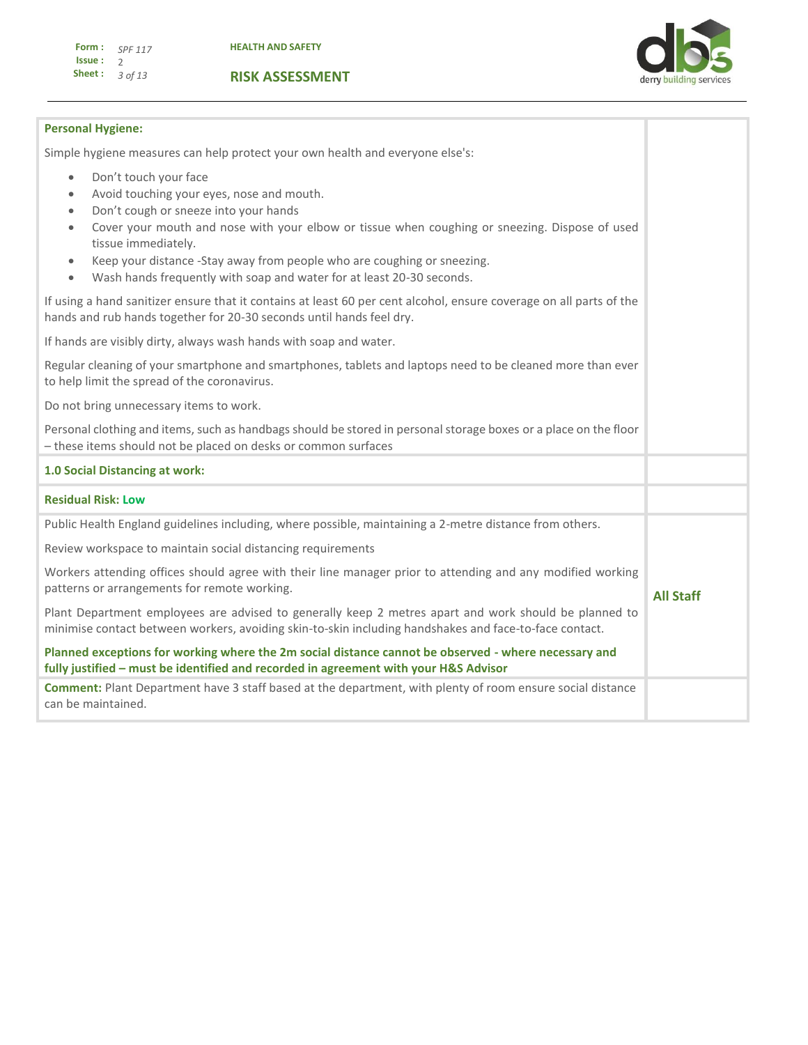| | |
|---|---|
| **Personal Hygiene:**<br><br>Simple hygiene measures can help protect your own health and everyone else's:<br><br>• Don't touch your face<br>• Avoid touching your eyes, nose and mouth.<br>• Don't cough or sneeze into your hands<br>• Cover your mouth and nose with your elbow or tissue when coughing or sneezing. Dispose of used tissue immediately.<br>• Keep your distance -Stay away from people who are coughing or sneezing.<br>• Wash hands frequently with soap and water for at least 20-30 seconds.<br><br>If using a hand sanitizer ensure that it contains at least 60 per cent alcohol, ensure coverage on all parts of the hands and rub hands together for 20-30 seconds until hands feel dry.<br><br>If hands are visibly dirty, always wash hands with soap and water.<br><br>Regular cleaning of your smartphone and smartphones, tablets and laptops need to be cleaned more than ever to help limit the spread of the coronavirus.<br><br>Do not bring unnecessary items to work.<br><br>Personal clothing and items, such as handbags should be stored in personal storage boxes or a place on the floor – these items should not be placed on desks or common surfaces | |
| **1.0 Social Distancing at work:** | |
| **Residual Risk: Low** | |
| Public Health England guidelines including, where possible, maintaining a 2-metre distance from others.<br><br>Review workspace to maintain social distancing requirements<br><br>Workers attending offices should agree with their line manager prior to attending and any modified working patterns or arrangements for remote working.<br><br>Plant Department employees are advised to generally keep 2 metres apart and work should be planned to minimise contact between workers, avoiding skin-to-skin including handshakes and face-to-face contact.<br><br>**Planned exceptions for working where the 2m social distance cannot be observed - where necessary and fully justified – must be identified and recorded in agreement with your H&S Advisor** | **All Staff** |
| **Comment:** Plant Department have 3 staff based at the department, with plenty of room ensure social distance can be maintained. | |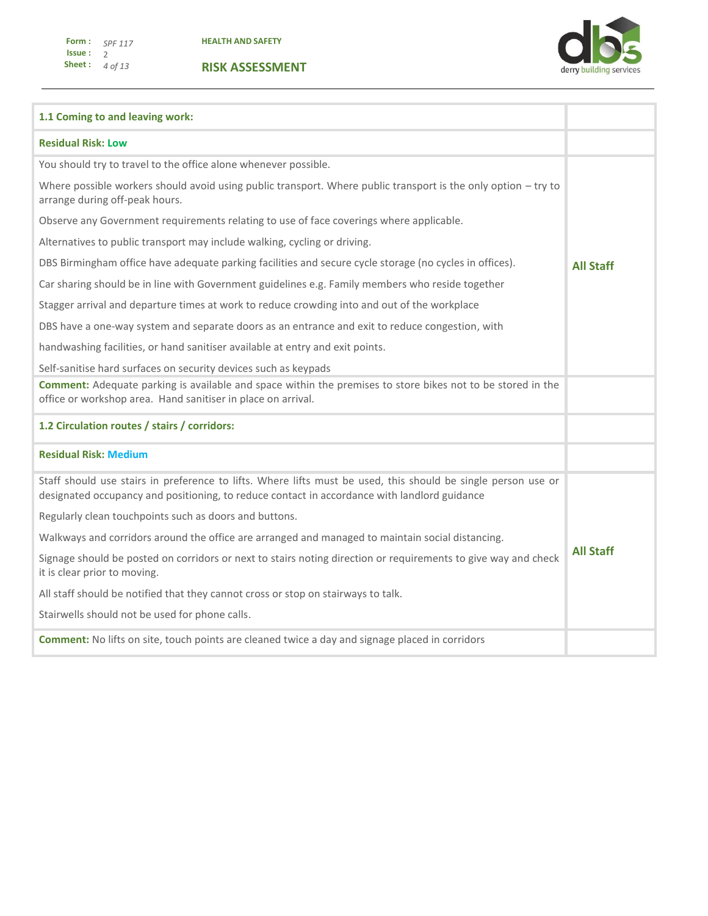| **1.1 Coming to and leaving work:** | |
|---|---|
| **Residual Risk: Low** | |
| You should try to travel to the office alone whenever possible.<br><br>Where possible workers should avoid using public transport. Where public transport is the only option – try to arrange during off-peak hours.<br><br>Observe any Government requirements relating to use of face coverings where applicable.<br><br>Alternatives to public transport may include walking, cycling or driving.<br><br>DBS Birmingham office have adequate parking facilities and secure cycle storage (no cycles in offices).<br><br>Car sharing should be in line with Government guidelines e.g. Family members who reside together<br><br>Stagger arrival and departure times at work to reduce crowding into and out of the workplace<br><br>DBS have a one-way system and separate doors as an entrance and exit to reduce congestion, with<br><br>handwashing facilities, or hand sanitiser available at entry and exit points.<br><br>Self-sanitise hard surfaces on security devices such as keypads | **All Staff** |
| **Comment:** Adequate parking is available and space within the premises to store bikes not to be stored in the office or workshop area. Hand sanitiser in place on arrival. | |
| **1.2 Circulation routes / stairs / corridors:** | |
| **Residual Risk: Medium** | |
| Staff should use stairs in preference to lifts. Where lifts must be used, this should be single person use or designated occupancy and positioning, to reduce contact in accordance with landlord guidance<br><br>Regularly clean touchpoints such as doors and buttons.<br><br>Walkways and corridors around the office are arranged and managed to maintain social distancing.<br><br>Signage should be posted on corridors or next to stairs noting direction or requirements to give way and check it is clear prior to moving.<br><br>All staff should be notified that they cannot cross or stop on stairways to talk.<br><br>Stairwells should not be used for phone calls. | **All Staff** |
| **Comment:** No lifts on site, touch points are cleaned twice a day and signage placed in corridors | |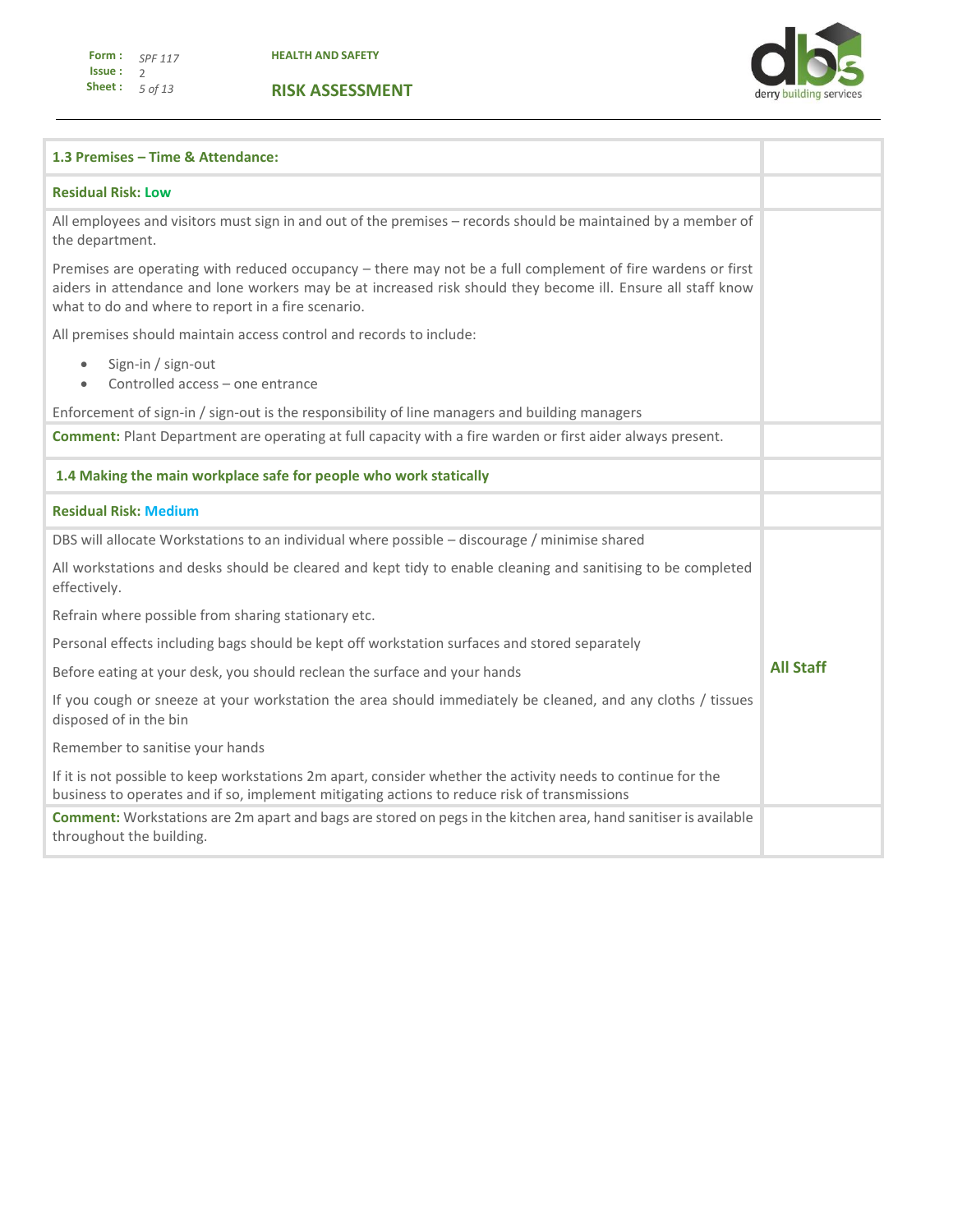| 1.3 Premises – Time & Attendance: | |
|---|---|
| **Residual Risk: Low** | |
| All employees and visitors must sign in and out of the premises – records should be maintained by a member of the department.<br><br>Premises are operating with reduced occupancy – there may not be a full complement of fire wardens or first aiders in attendance and lone workers may be at increased risk should they become ill. Ensure all staff know what to do and where to report in a fire scenario.<br><br>All premises should maintain access control and records to include:<br>• Sign-in / sign-out<br>• Controlled access – one entrance<br><br>Enforcement of sign-in / sign-out is the responsibility of line managers and building managers | |
| **Comment:** Plant Department are operating at full capacity with a fire warden or first aider always present. | |
| **1.4 Making the main workplace safe for people who work statically** | |
| **Residual Risk: Medium** | |
| DBS will allocate Workstations to an individual where possible – discourage / minimise shared<br><br>All workstations and desks should be cleared and kept tidy to enable cleaning and sanitising to be completed effectively.<br><br>Refrain where possible from sharing stationary etc.<br><br>Personal effects including bags should be kept off workstation surfaces and stored separately<br><br>Before eating at your desk, you should reclean the surface and your hands<br><br>If you cough or sneeze at your workstation the area should immediately be cleaned, and any cloths / tissues disposed of in the bin<br><br>Remember to sanitise your hands<br><br>If it is not possible to keep workstations 2m apart, consider whether the activity needs to continue for the business to operates and if so, implement mitigating actions to reduce risk of transmissions | **All Staff** |
| **Comment:** Workstations are 2m apart and bags are stored on pegs in the kitchen area, hand sanitiser is available throughout the building. | |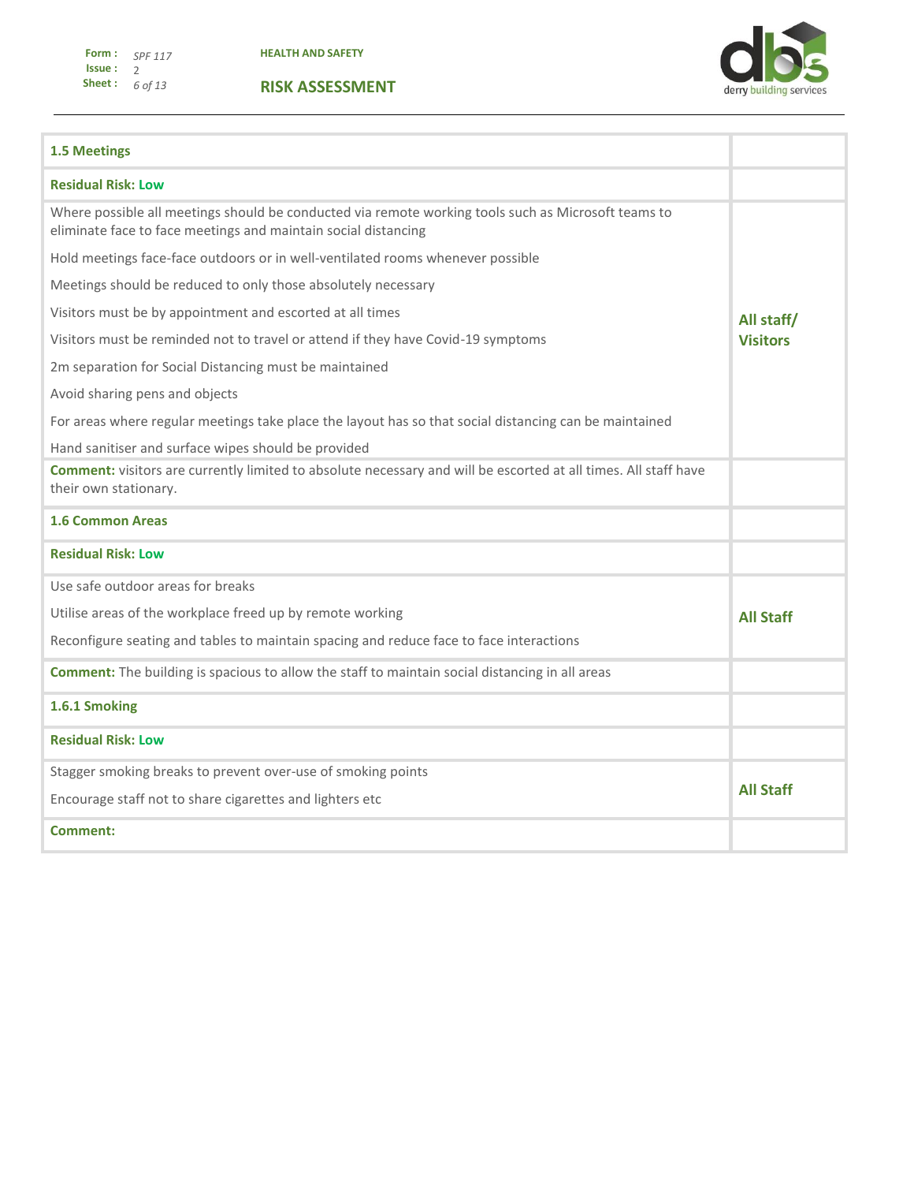| 1.5 Meetings | |
|---|---|
| **Residual Risk: Low** | |
| Where possible all meetings should be conducted via remote working tools such as Microsoft teams to eliminate face to face meetings and maintain social distancing<br><br>Hold meetings face-face outdoors or in well-ventilated rooms whenever possible<br><br>Meetings should be reduced to only those absolutely necessary<br><br>Visitors must be by appointment and escorted at all times<br><br>Visitors must be reminded not to travel or attend if they have Covid-19 symptoms<br><br>2m separation for Social Distancing must be maintained<br><br>Avoid sharing pens and objects<br><br>For areas where regular meetings take place the layout has so that social distancing can be maintained<br><br>Hand sanitiser and surface wipes should be provided | **All staff/ Visitors** |
| **Comment:** visitors are currently limited to absolute necessary and will be escorted at all times. All staff have their own stationary. | |
| **1.6 Common Areas** | |
| **Residual Risk: Low** | |
| Use safe outdoor areas for breaks<br><br>Utilise areas of the workplace freed up by remote working<br><br>Reconfigure seating and tables to maintain spacing and reduce face to face interactions | **All Staff** |
| **Comment:** The building is spacious to allow the staff to maintain social distancing in all areas | |
| **1.6.1 Smoking** | |
| **Residual Risk: Low** | |
| Stagger smoking breaks to prevent over-use of smoking points<br><br>Encourage staff not to share cigarettes and lighters etc | **All Staff** |
| **Comment:** | |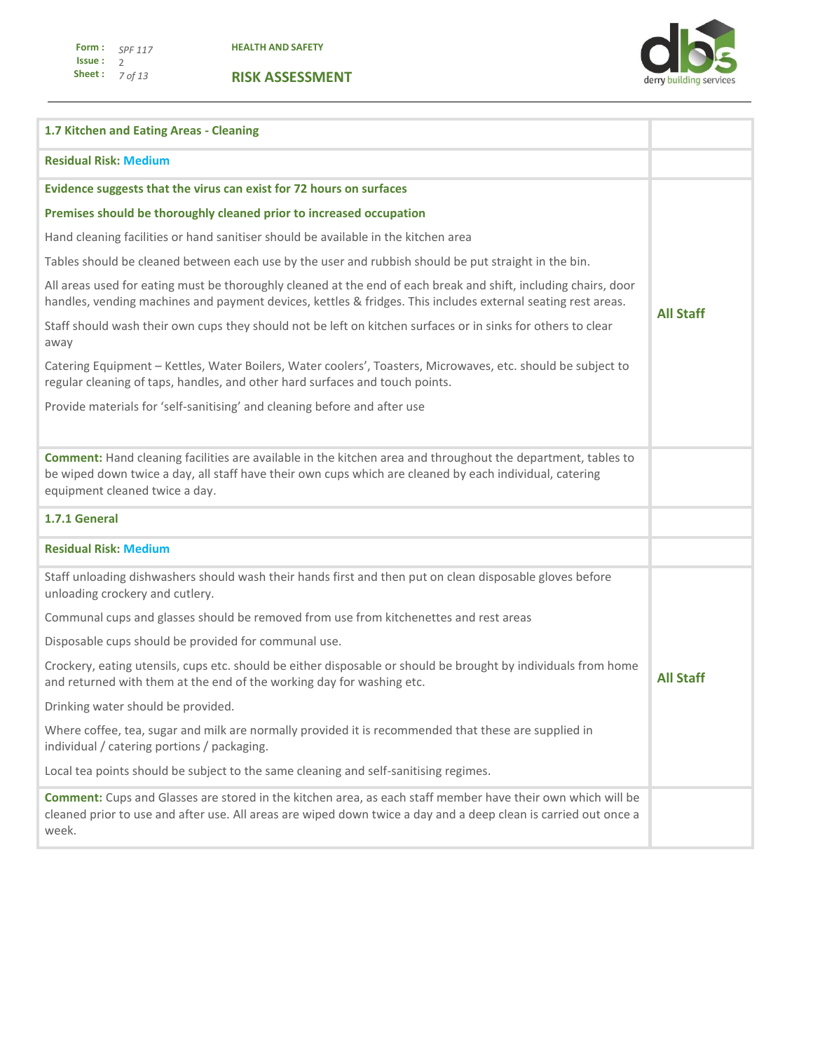| 1.7 Kitchen and Eating Areas - Cleaning | |
|---|---|
| **Residual Risk:** Medium | |
| **Evidence suggests that the virus can exist for 72 hours on surfaces**<br><br>**Premises should be thoroughly cleaned prior to increased occupation**<br><br>Hand cleaning facilities or hand sanitiser should be available in the kitchen area<br><br>Tables should be cleaned between each use by the user and rubbish should be put straight in the bin.<br><br>All areas used for eating must be thoroughly cleaned at the end of each break and shift, including chairs, door handles, vending machines and payment devices, kettles & fridges. This includes external seating rest areas.<br><br>Staff should wash their own cups they should not be left on kitchen surfaces or in sinks for others to clear away<br><br>Catering Equipment – Kettles, Water Boilers, Water coolers', Toasters, Microwaves, etc. should be subject to regular cleaning of taps, handles, and other hard surfaces and touch points.<br><br>Provide materials for 'self-sanitising' and cleaning before and after use | **All Staff** |
| **Comment:** Hand cleaning facilities are available in the kitchen area and throughout the department, tables to be wiped down twice a day, all staff have their own cups which are cleaned by each individual, catering equipment cleaned twice a day. | |
| **1.7.1 General** | |
| **Residual Risk:** Medium | |
| Staff unloading dishwashers should wash their hands first and then put on clean disposable gloves before unloading crockery and cutlery.<br><br>Communal cups and glasses should be removed from use from kitchenettes and rest areas<br><br>Disposable cups should be provided for communal use.<br><br>Crockery, eating utensils, cups etc. should be either disposable or should be brought by individuals from home and returned with them at the end of the working day for washing etc.<br><br>Drinking water should be provided.<br><br>Where coffee, tea, sugar and milk are normally provided it is recommended that these are supplied in individual / catering portions / packaging.<br><br>Local tea points should be subject to the same cleaning and self-sanitising regimes. | **All Staff** |
| **Comment:** Cups and Glasses are stored in the kitchen area, as each staff member have their own which will be cleaned prior to use and after use. All areas are wiped down twice a day and a deep clean is carried out once a week. | |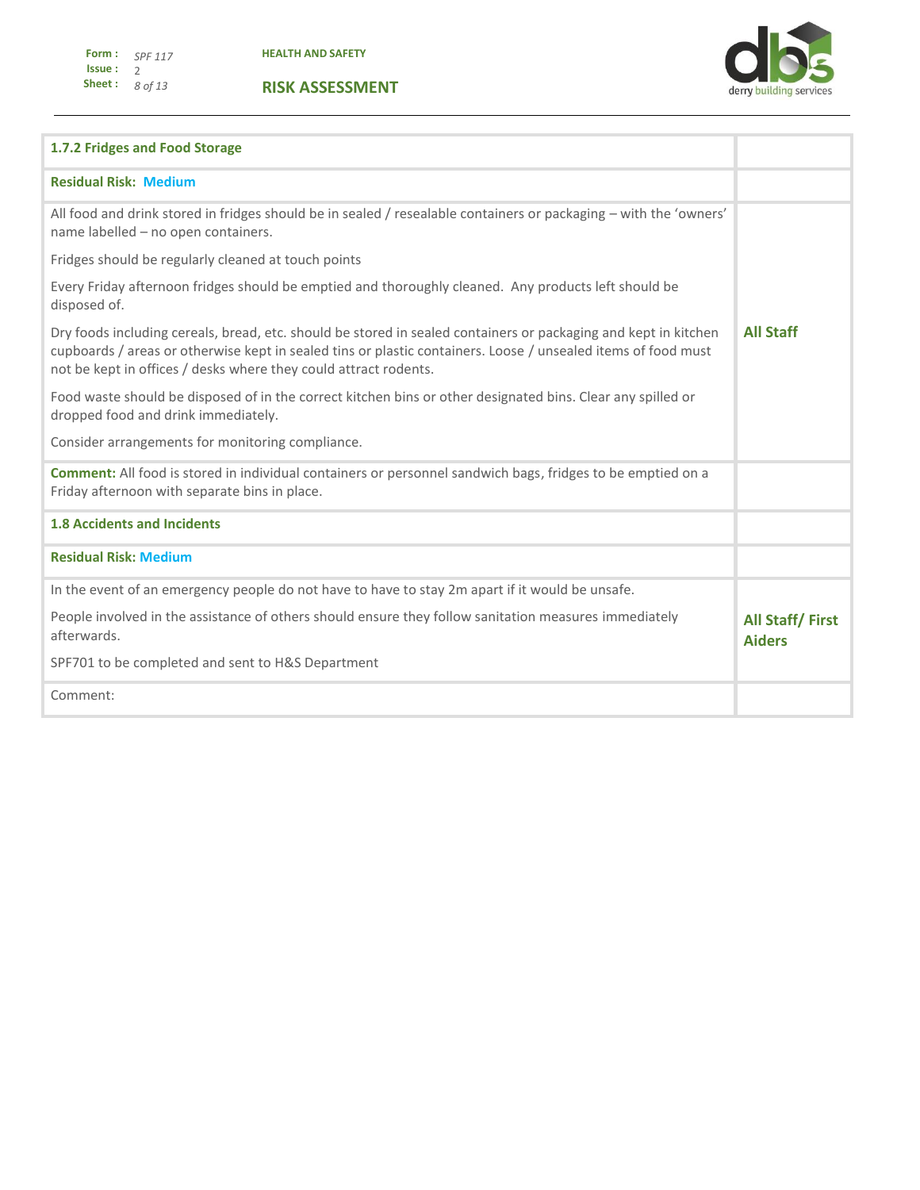| 1.7.2 Fridges and Food Storage | |
| --- | --- |
| **Residual Risk: Medium** | |
| All food and drink stored in fridges should be in sealed / resealable containers or packaging – with the 'owners' name labelled – no open containers.<br><br>Fridges should be regularly cleaned at touch points<br><br>Every Friday afternoon fridges should be emptied and thoroughly cleaned. Any products left should be disposed of.<br><br>Dry foods including cereals, bread, etc. should be stored in sealed containers or packaging and kept in kitchen cupboards / areas or otherwise kept in sealed tins or plastic containers. Loose / unsealed items of food must not be kept in offices / desks where they could attract rodents.<br><br>Food waste should be disposed of in the correct kitchen bins or other designated bins. Clear any spilled or dropped food and drink immediately.<br><br>Consider arrangements for monitoring compliance. | **All Staff** |
| **Comment:** All food is stored in individual containers or personnel sandwich bags, fridges to be emptied on a Friday afternoon with separate bins in place. | |
| **1.8 Accidents and Incidents** | |
| **Residual Risk: Medium** | |
| In the event of an emergency people do not have to have to stay 2m apart if it would be unsafe.<br><br>People involved in the assistance of others should ensure they follow sanitation measures immediately afterwards.<br><br>SPF701 to be completed and sent to H&S Department | **All Staff/ First Aiders** |
| Comment: | |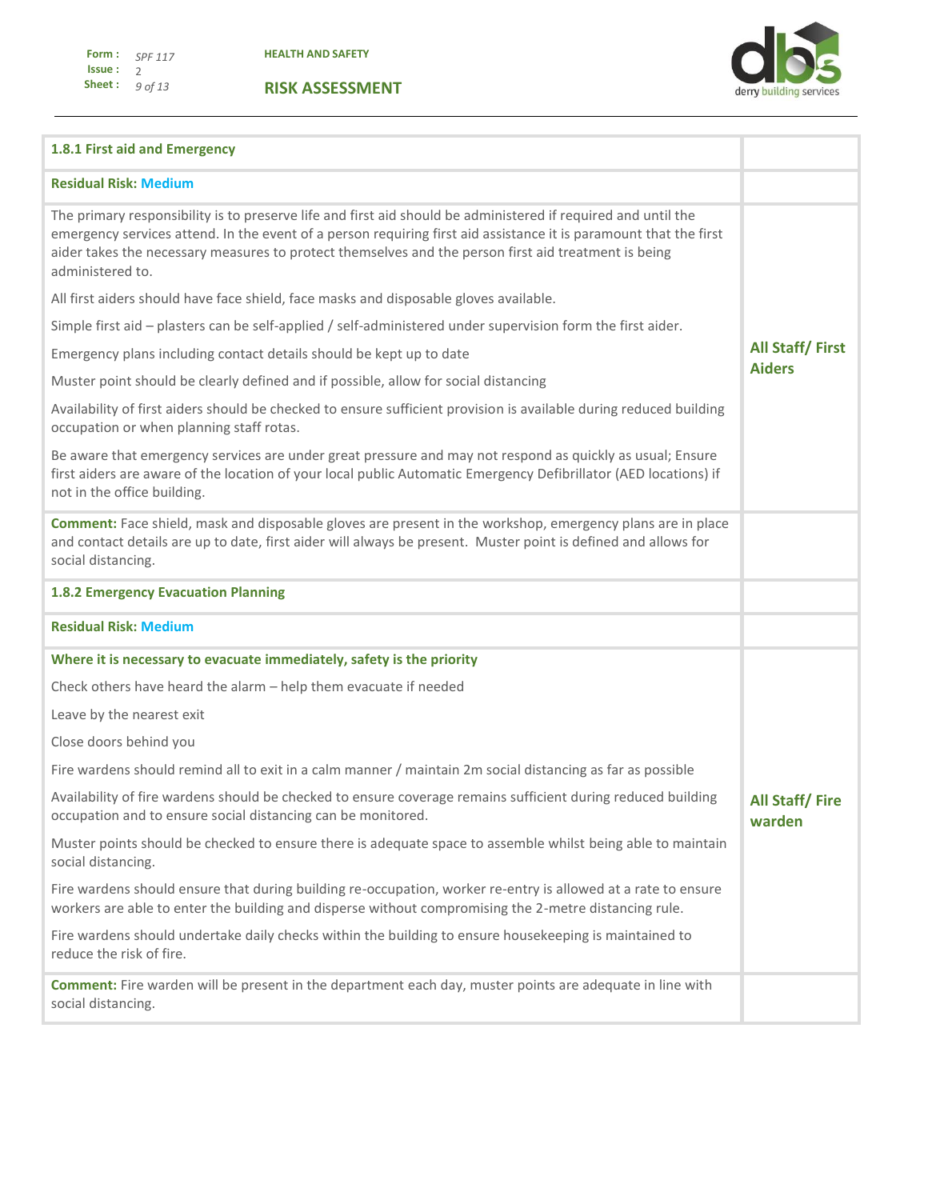| 1.8.1 First aid and Emergency | |
|---|---|
| **Residual Risk:** Medium | |
| The primary responsibility is to preserve life and first aid should be administered if required and until the emergency services attend. In the event of a person requiring first aid assistance it is paramount that the first aider takes the necessary measures to protect themselves and the person first aid treatment is being administered to.<br><br>All first aiders should have face shield, face masks and disposable gloves available.<br><br>Simple first aid – plasters can be self-applied / self-administered under supervision form the first aider.<br><br>Emergency plans including contact details should be kept up to date<br><br>Muster point should be clearly defined and if possible, allow for social distancing<br><br>Availability of first aiders should be checked to ensure sufficient provision is available during reduced building occupation or when planning staff rotas.<br><br>Be aware that emergency services are under great pressure and may not respond as quickly as usual; Ensure first aiders are aware of the location of your local public Automatic Emergency Defibrillator (AED locations) if not in the office building. | **All Staff/ First Aiders** |
| **Comment:** Face shield, mask and disposable gloves are present in the workshop, emergency plans are in place and contact details are up to date, first aider will always be present. Muster point is defined and allows for social distancing. | |
| **1.8.2 Emergency Evacuation Planning** | |
| **Residual Risk:** Medium | |
| **Where it is necessary to evacuate immediately, safety is the priority**<br><br>Check others have heard the alarm – help them evacuate if needed<br><br>Leave by the nearest exit<br><br>Close doors behind you<br><br>Fire wardens should remind all to exit in a calm manner / maintain 2m social distancing as far as possible<br><br>Availability of fire wardens should be checked to ensure coverage remains sufficient during reduced building occupation and to ensure social distancing can be monitored.<br><br>Muster points should be checked to ensure there is adequate space to assemble whilst being able to maintain social distancing.<br><br>Fire wardens should ensure that during building re-occupation, worker re-entry is allowed at a rate to ensure workers are able to enter the building and disperse without compromising the 2-metre distancing rule.<br><br>Fire wardens should undertake daily checks within the building to ensure housekeeping is maintained to reduce the risk of fire. | **All Staff/ Fire warden** |
| **Comment:** Fire warden will be present in the department each day, muster points are adequate in line with social distancing. | |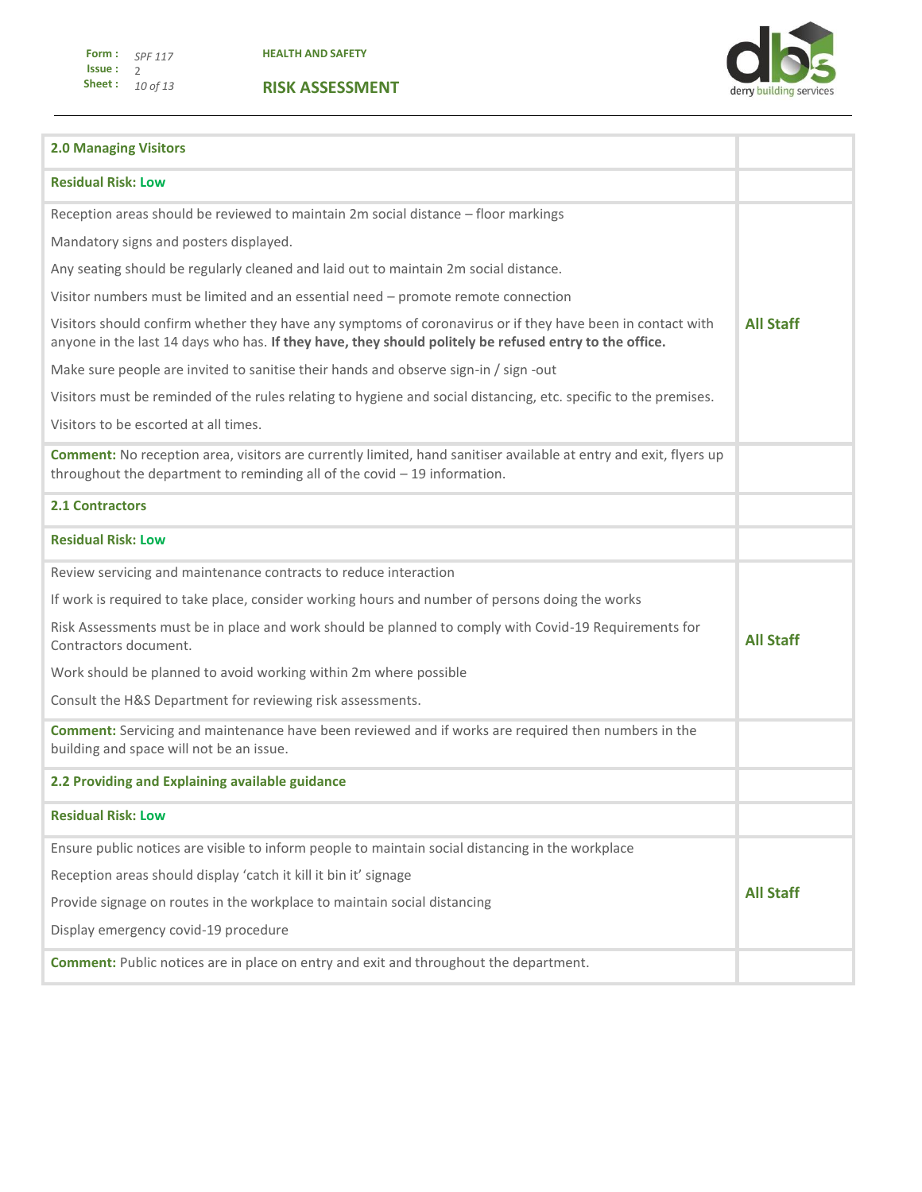| 2.0 Managing Visitors | |
|---|---|
| **Residual Risk: Low** | |
| Reception areas should be reviewed to maintain 2m social distance – floor markings<br><br>Mandatory signs and posters displayed.<br><br>Any seating should be regularly cleaned and laid out to maintain 2m social distance.<br><br>Visitor numbers must be limited and an essential need – promote remote connection<br><br>Visitors should confirm whether they have any symptoms of coronavirus or if they have been in contact with anyone in the last 14 days who has. **If they have, they should politely be refused entry to the office.**<br><br>Make sure people are invited to sanitise their hands and observe sign-in / sign -out<br><br>Visitors must be reminded of the rules relating to hygiene and social distancing, etc. specific to the premises.<br><br>Visitors to be escorted at all times. | **All Staff** |
| **Comment:** No reception area, visitors are currently limited, hand sanitiser available at entry and exit, flyers up throughout the department to reminding all of the covid – 19 information. | |
| **2.1 Contractors** | |
| **Residual Risk: Low** | |
| Review servicing and maintenance contracts to reduce interaction<br><br>If work is required to take place, consider working hours and number of persons doing the works<br><br>Risk Assessments must be in place and work should be planned to comply with Covid-19 Requirements for Contractors document.<br><br>Work should be planned to avoid working within 2m where possible<br><br>Consult the H&S Department for reviewing risk assessments. | **All Staff** |
| **Comment:** Servicing and maintenance have been reviewed and if works are required then numbers in the building and space will not be an issue. | |
| **2.2 Providing and Explaining available guidance** | |
| **Residual Risk: Low** | |
| Ensure public notices are visible to inform people to maintain social distancing in the workplace<br><br>Reception areas should display 'catch it kill it bin it' signage<br><br>Provide signage on routes in the workplace to maintain social distancing<br><br>Display emergency covid-19 procedure | **All Staff** |
| **Comment:** Public notices are in place on entry and exit and throughout the department. | |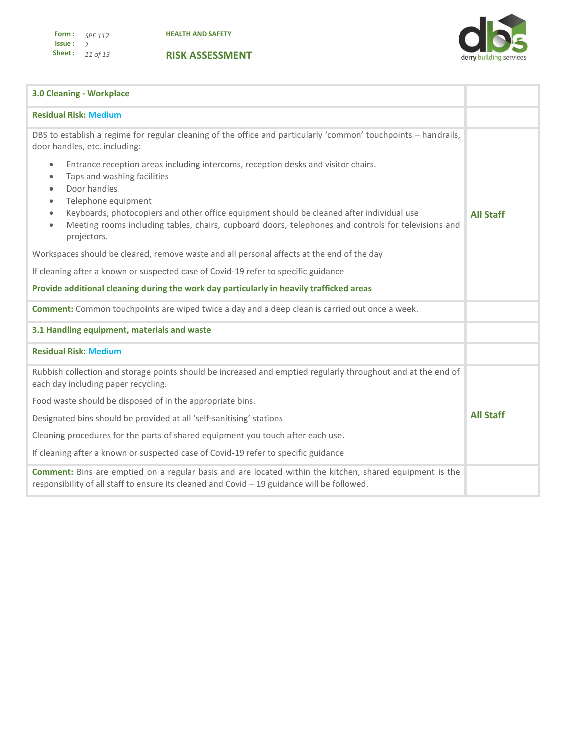| 3.0 Cleaning - Workplace | |
|---|---|
| **Residual Risk:** Medium | |
| DBS to establish a regime for regular cleaning of the office and particularly 'common' touchpoints – handrails, door handles, etc. including:<br><br>• Entrance reception areas including intercoms, reception desks and visitor chairs.<br>• Taps and washing facilities<br>• Door handles<br>• Telephone equipment<br>• Keyboards, photocopiers and other office equipment should be cleaned after individual use<br>• Meeting rooms including tables, chairs, cupboard doors, telephones and controls for televisions and projectors.<br><br>Workspaces should be cleared, remove waste and all personal affects at the end of the day<br><br>If cleaning after a known or suspected case of Covid-19 refer to specific guidance<br><br>**Provide additional cleaning during the work day particularly in heavily trafficked areas** | **All Staff** |
| **Comment:** Common touchpoints are wiped twice a day and a deep clean is carried out once a week. | |
| **3.1 Handling equipment, materials and waste** | |
| **Residual Risk:** Medium | |
| Rubbish collection and storage points should be increased and emptied regularly throughout and at the end of each day including paper recycling.<br><br>Food waste should be disposed of in the appropriate bins.<br><br>Designated bins should be provided at all 'self-sanitising' stations<br><br>Cleaning procedures for the parts of shared equipment you touch after each use.<br><br>If cleaning after a known or suspected case of Covid-19 refer to specific guidance | **All Staff** |
| **Comment:** Bins are emptied on a regular basis and are located within the kitchen, shared equipment is the responsibility of all staff to ensure its cleaned and Covid – 19 guidance will be followed. | |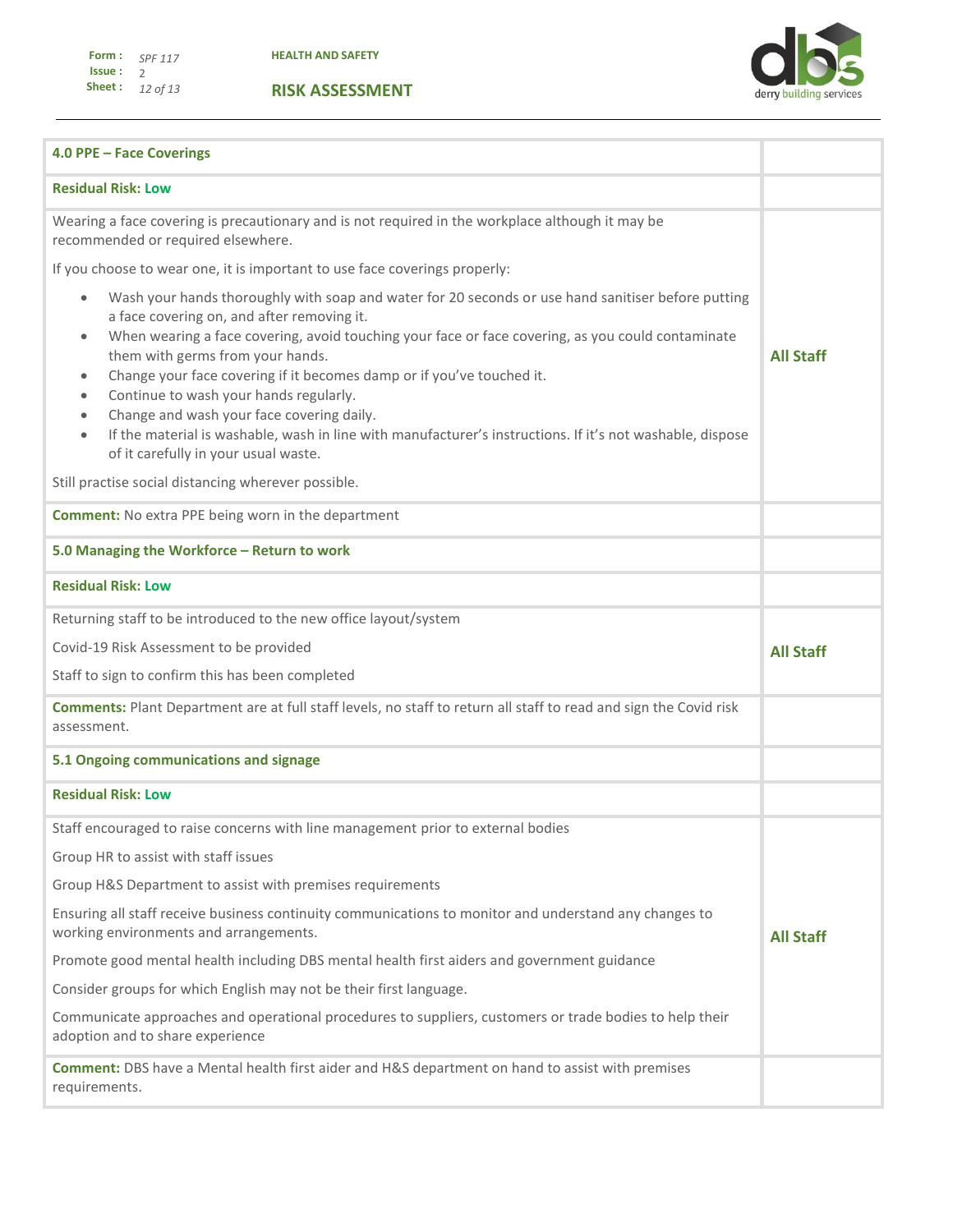| 4.0 PPE – Face Coverings | |
|---|---|
| **Residual Risk:** Low | |
| Wearing a face covering is precautionary and is not required in the workplace although it may be recommended or required elsewhere.<br><br>If you choose to wear one, it is important to use face coverings properly:<br><br>• Wash your hands thoroughly with soap and water for 20 seconds or use hand sanitiser before putting a face covering on, and after removing it.<br>• When wearing a face covering, avoid touching your face or face covering, as you could contaminate them with germs from your hands.<br>• Change your face covering if it becomes damp or if you've touched it.<br>• Continue to wash your hands regularly.<br>• Change and wash your face covering daily.<br>• If the material is washable, wash in line with manufacturer's instructions. If it's not washable, dispose of it carefully in your usual waste.<br><br>Still practise social distancing wherever possible. | **All Staff** |
| **Comment:** No extra PPE being worn in the department | |
| **5.0 Managing the Workforce – Return to work** | |
| **Residual Risk:** Low | |
| Returning staff to be introduced to the new office layout/system<br><br>Covid-19 Risk Assessment to be provided<br><br>Staff to sign to confirm this has been completed | **All Staff** |
| **Comments:** Plant Department are at full staff levels, no staff to return all staff to read and sign the Covid risk assessment. | |
| **5.1 Ongoing communications and signage** | |
| **Residual Risk:** Low | |
| Staff encouraged to raise concerns with line management prior to external bodies<br><br>Group HR to assist with staff issues<br><br>Group H&S Department to assist with premises requirements<br><br>Ensuring all staff receive business continuity communications to monitor and understand any changes to working environments and arrangements.<br><br>Promote good mental health including DBS mental health first aiders and government guidance<br><br>Consider groups for which English may not be their first language.<br><br>Communicate approaches and operational procedures to suppliers, customers or trade bodies to help their adoption and to share experience | **All Staff** |
| **Comment:** DBS have a Mental health first aider and H&S department on hand to assist with premises requirements. | |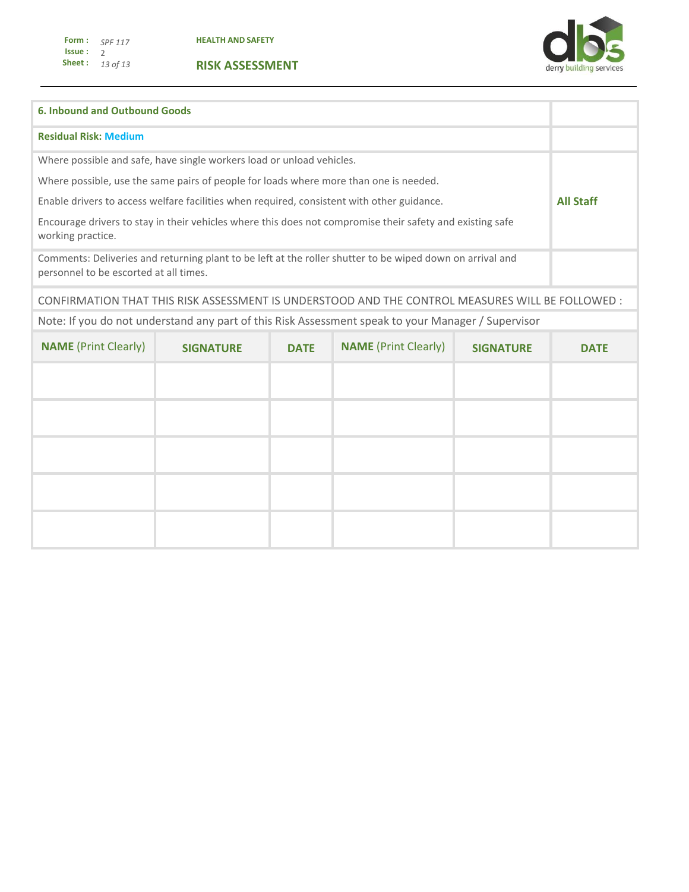| 6. Inbound and Outbound Goods | |
|---|---|
| **Residual Risk:** **Medium** | |
| Where possible and safe, have single workers load or unload vehicles.<br>Where possible, use the same pairs of people for loads where more than one is needed.<br>Enable drivers to access welfare facilities when required, consistent with other guidance.<br>Encourage drivers to stay in their vehicles where this does not compromise their safety and existing safe working practice. | **All Staff** |
| Comments: Deliveries and returning plant to be left at the roller shutter to be wiped down on arrival and personnel to be escorted at all times. | |

CONFIRMATION THAT THIS RISK ASSESSMENT IS UNDERSTOOD AND THE CONTROL MEASURES WILL BE FOLLOWED :

Note: If you do not understand any part of this Risk Assessment speak to your Manager / Supervisor

| **NAME** (Print Clearly) | **SIGNATURE** | **DATE** | **NAME** (Print Clearly) | **SIGNATURE** | **DATE** |
|---|---|---|---|---|---|
| | | | | | |
| | | | | | |
| | | | | | |
| | | | | | |
| | | | | | |